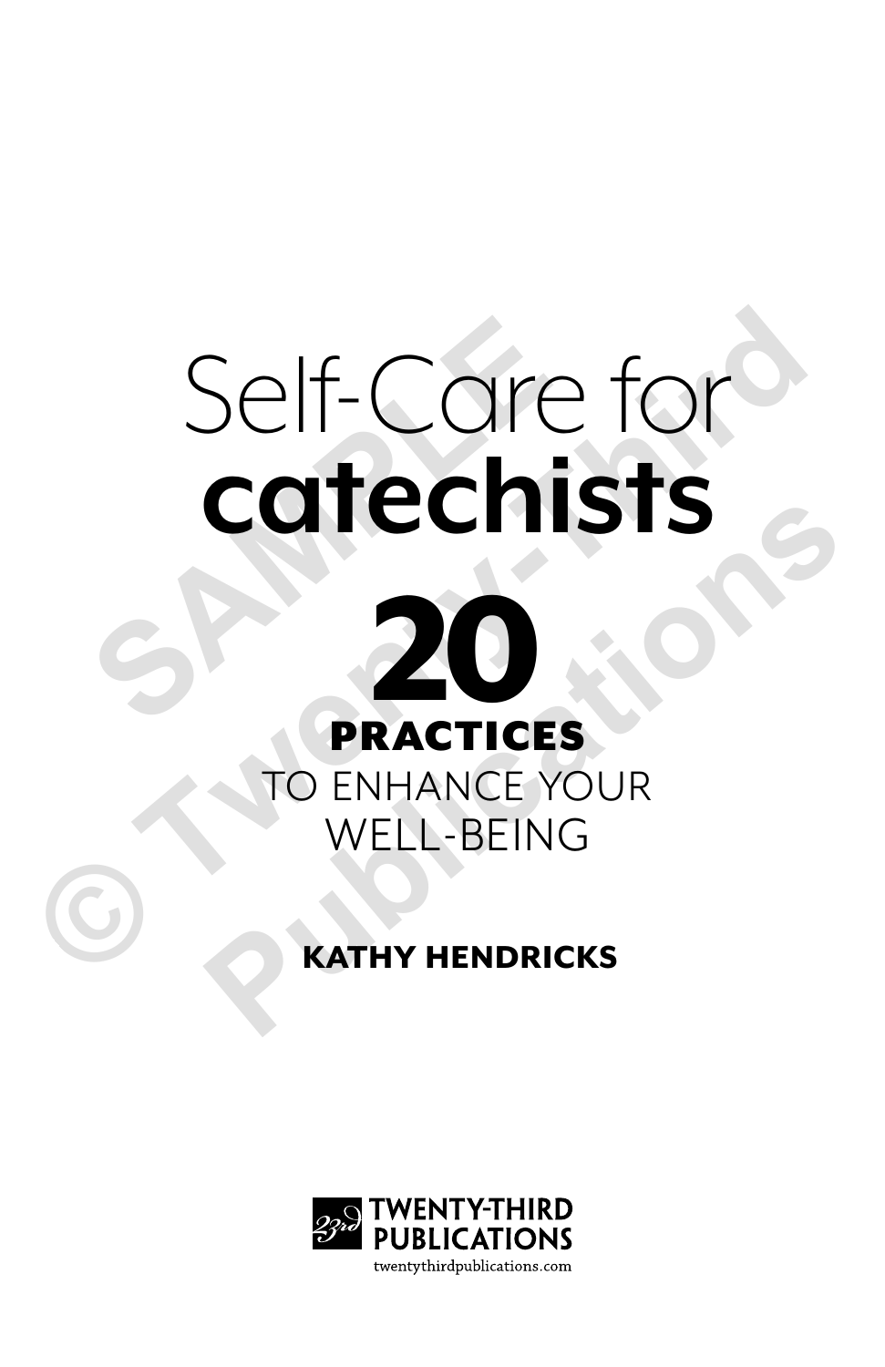# Self-Care for **catechists**

## 20 PRACTICES TO ENHANCE YOUR WELL-BEING

**KATHY HENDRICKS**

TWENTY-THIRD PUBLICATIONS
twentythirdpublications.com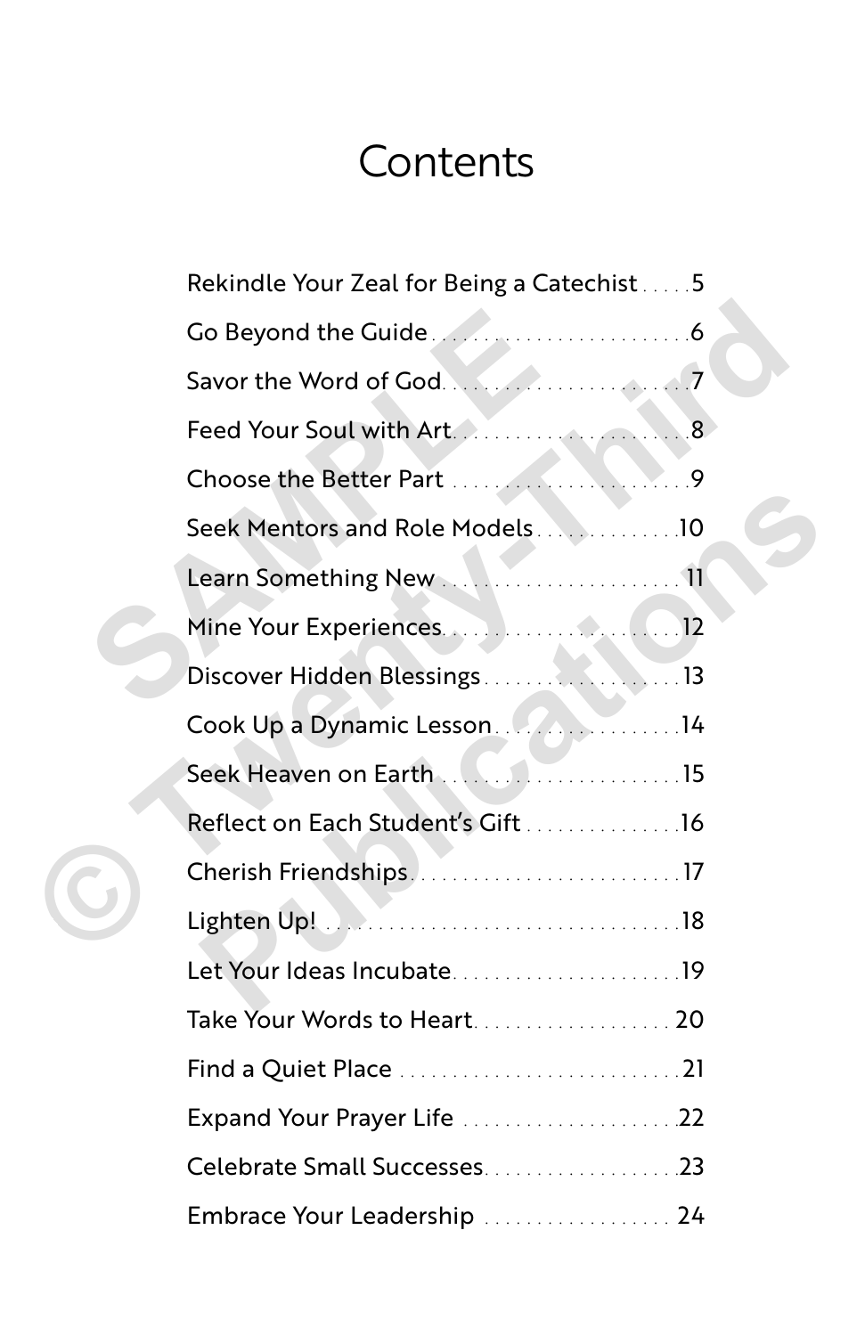# Contents

Rekindle Your Zeal for Being a Catechist . . . . . 5

Go Beyond the Guide . . . . . . . . . . . . . . . . . . . . . . . . . 6

Savor the Word of God . . . . . . . . . . . . . . . . . . . . . . . 7

Feed Your Soul with Art . . . . . . . . . . . . . . . . . . . . . . 8

Choose the Better Part . . . . . . . . . . . . . . . . . . . . . . . 9

Seek Mentors and Role Models . . . . . . . . . . . . . 10

Learn Something New . . . . . . . . . . . . . . . . . . . . . . 11

Mine Your Experiences . . . . . . . . . . . . . . . . . . . . . 12

Discover Hidden Blessings . . . . . . . . . . . . . . . . . . 13

Cook Up a Dynamic Lesson . . . . . . . . . . . . . . . . 14

Seek Heaven on Earth . . . . . . . . . . . . . . . . . . . . . . 15

Reflect on Each Student's Gift . . . . . . . . . . . . . . 16

Cherish Friendships . . . . . . . . . . . . . . . . . . . . . . . . . 17

Lighten Up! . . . . . . . . . . . . . . . . . . . . . . . . . . . . . . . . . 18

Let Your Ideas Incubate . . . . . . . . . . . . . . . . . . . . . 19

Take Your Words to Heart . . . . . . . . . . . . . . . . . . . 20

Find a Quiet Place . . . . . . . . . . . . . . . . . . . . . . . . . . . 21

Expand Your Prayer Life . . . . . . . . . . . . . . . . . . . . 22

Celebrate Small Successes . . . . . . . . . . . . . . . . . . 23

Embrace Your Leadership . . . . . . . . . . . . . . . . . . 24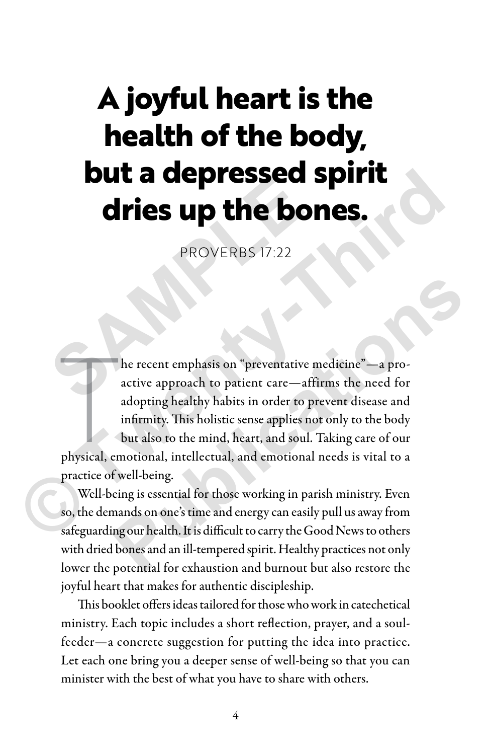# A joyful heart is the health of the body, but a depressed spirit dries up the bones.

PROVERBS 17:22

The recent emphasis on "preventative medicine"—a proactive approach to patient care—affirms the need for adopting healthy habits in order to prevent disease and infirmity. This holistic sense applies not only to the body but also to the mind, heart, and soul. Taking care of our physical, emotional, intellectual, and emotional needs is vital to a practice of well-being.

Well-being is essential for those working in parish ministry. Even so, the demands on one's time and energy can easily pull us away from safeguarding our health. It is difficult to carry the Good News to others with dried bones and an ill-tempered spirit. Healthy practices not only lower the potential for exhaustion and burnout but also restore the joyful heart that makes for authentic discipleship.

This booklet offers ideas tailored for those who work in catechetical ministry. Each topic includes a short reflection, prayer, and a soul-feeder—a concrete suggestion for putting the idea into practice. Let each one bring you a deeper sense of well-being so that you can minister with the best of what you have to share with others.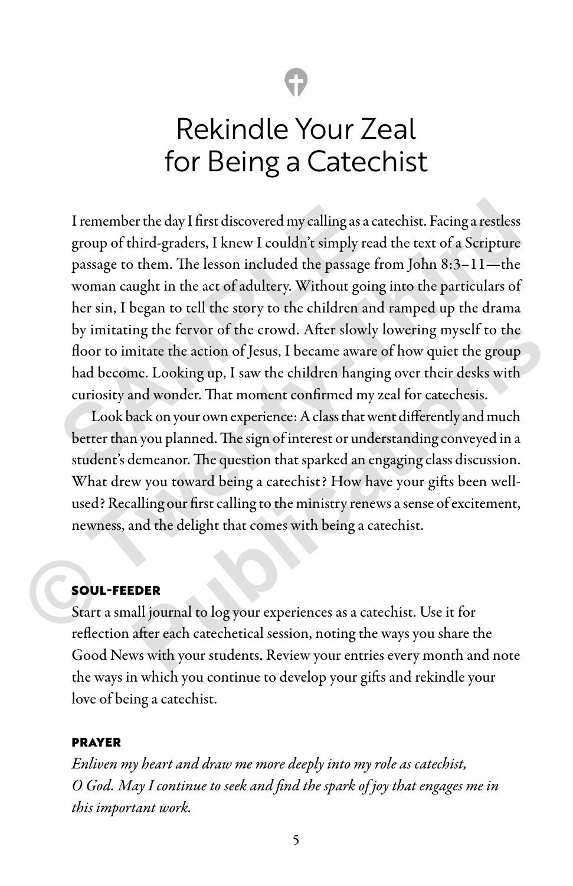# Rekindle Your Zeal for Being a Catechist

I remember the day I first discovered my calling as a catechist. Facing a restless group of third-graders, I knew I couldn't simply read the text of a Scripture passage to them. The lesson included the passage from John 8:3–11—the woman caught in the act of adultery. Without going into the particulars of her sin, I began to tell the story to the children and ramped up the drama by imitating the fervor of the crowd. After slowly lowering myself to the floor to imitate the action of Jesus, I became aware of how quiet the group had become. Looking up, I saw the children hanging over their desks with curiosity and wonder. That moment confirmed my zeal for catechesis.

Look back on your own experience: A class that went differently and much better than you planned. The sign of interest or understanding conveyed in a student's demeanor. The question that sparked an engaging class discussion. What drew you toward being a catechist? How have your gifts been well-used? Recalling our first calling to the ministry renews a sense of excitement, newness, and the delight that comes with being a catechist.

### SOUL-FEEDER

Start a small journal to log your experiences as a catechist. Use it for reflection after each catechetical session, noting the ways you share the Good News with your students. Review your entries every month and note the ways in which you continue to develop your gifts and rekindle your love of being a catechist.

### PRAYER

*Enliven my heart and draw me more deeply into my role as catechist, O God. May I continue to seek and find the spark of joy that engages me in this important work.*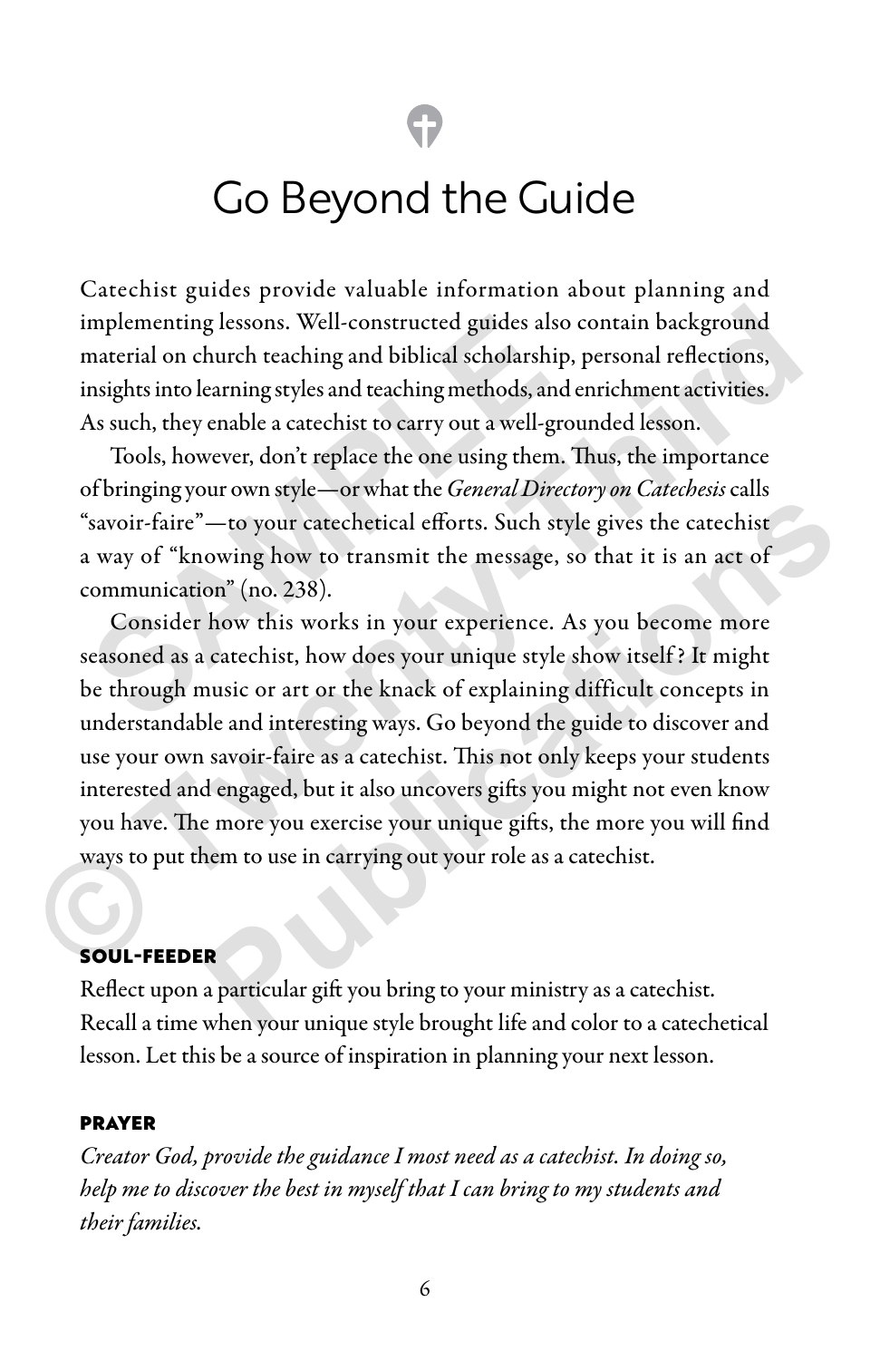# Go Beyond the Guide

Catechist guides provide valuable information about planning and implementing lessons. Well-constructed guides also contain background material on church teaching and biblical scholarship, personal reflections, insights into learning styles and teaching methods, and enrichment activities. As such, they enable a catechist to carry out a well-grounded lesson.

Tools, however, don't replace the one using them. Thus, the importance of bringing your own style—or what the *General Directory on Catechesis* calls "savoir-faire"—to your catechetical efforts. Such style gives the catechist a way of "knowing how to transmit the message, so that it is an act of communication" (no. 238).

Consider how this works in your experience. As you become more seasoned as a catechist, how does your unique style show itself? It might be through music or art or the knack of explaining difficult concepts in understandable and interesting ways. Go beyond the guide to discover and use your own savoir-faire as a catechist. This not only keeps your students interested and engaged, but it also uncovers gifts you might not even know you have. The more you exercise your unique gifts, the more you will find ways to put them to use in carrying out your role as a catechist.

#### SOUL-FEEDER

Reflect upon a particular gift you bring to your ministry as a catechist. Recall a time when your unique style brought life and color to a catechetical lesson. Let this be a source of inspiration in planning your next lesson.

#### PRAYER

*Creator God, provide the guidance I most need as a catechist. In doing so, help me to discover the best in myself that I can bring to my students and their families.*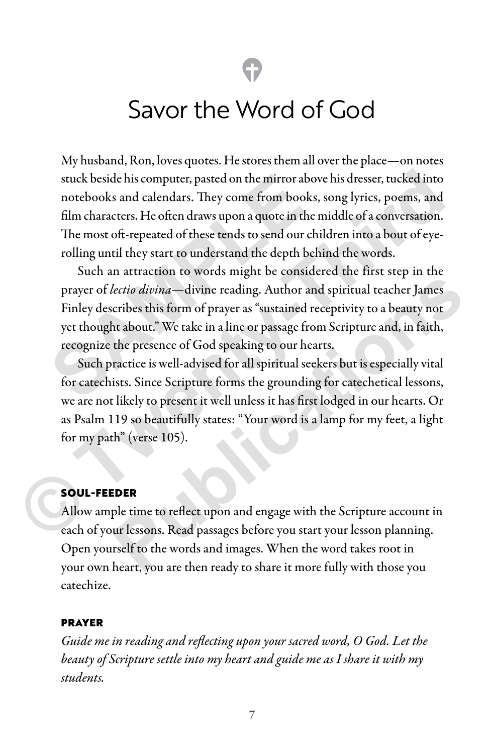# Savor the Word of God

My husband, Ron, loves quotes. He stores them all over the place—on notes stuck beside his computer, pasted on the mirror above his dresser, tucked into notebooks and calendars. They come from books, song lyrics, poems, and film characters. He often draws upon a quote in the middle of a conversation. The most oft-repeated of these tends to send our children into a bout of eye-rolling until they start to understand the depth behind the words.

Such an attraction to words might be considered the first step in the prayer of *lectio divina*—divine reading. Author and spiritual teacher James Finley describes this form of prayer as "sustained receptivity to a beauty not yet thought about." We take in a line or passage from Scripture and, in faith, recognize the presence of God speaking to our hearts.

Such practice is well-advised for all spiritual seekers but is especially vital for catechists. Since Scripture forms the grounding for catechetical lessons, we are not likely to present it well unless it has first lodged in our hearts. Or as Psalm 119 so beautifully states: "Your word is a lamp for my feet, a light for my path" (verse 105).

### SOUL-FEEDER

Allow ample time to reflect upon and engage with the Scripture account in each of your lessons. Read passages before you start your lesson planning. Open yourself to the words and images. When the word takes root in your own heart, you are then ready to share it more fully with those you catechize.

### PRAYER

*Guide me in reading and reflecting upon your sacred word, O God. Let the beauty of Scripture settle into my heart and guide me as I share it with my students.*